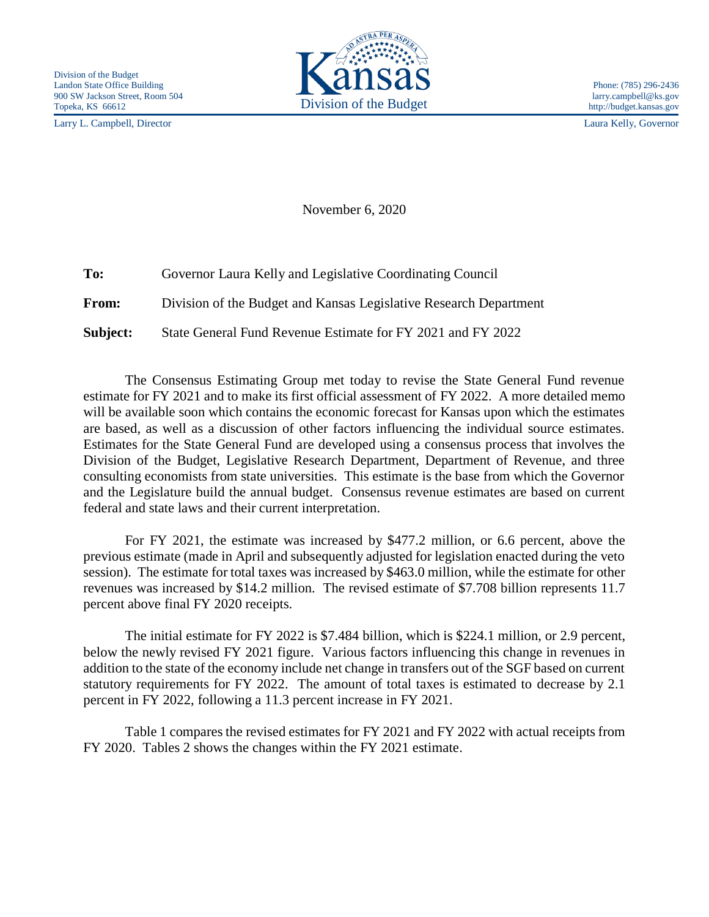Division of the Budget
Landon State Office Building
900 SW Jackson Street, Room 504
Topeka, KS 66612

Larry L. Campbell, Director

Kansas
Division of the Budget

Phone: (785) 296-2436
larry.campbell@ks.gov
http://budget.kansas.gov

Laura Kelly, Governor

November 6, 2020

**To:** Governor Laura Kelly and Legislative Coordinating Council

**From:** Division of the Budget and Kansas Legislative Research Department

**Subject:** State General Fund Revenue Estimate for FY 2021 and FY 2022

The Consensus Estimating Group met today to revise the State General Fund revenue estimate for FY 2021 and to make its first official assessment of FY 2022. A more detailed memo will be available soon which contains the economic forecast for Kansas upon which the estimates are based, as well as a discussion of other factors influencing the individual source estimates. Estimates for the State General Fund are developed using a consensus process that involves the Division of the Budget, Legislative Research Department, Department of Revenue, and three consulting economists from state universities. This estimate is the base from which the Governor and the Legislature build the annual budget. Consensus revenue estimates are based on current federal and state laws and their current interpretation.

For FY 2021, the estimate was increased by $477.2 million, or 6.6 percent, above the previous estimate (made in April and subsequently adjusted for legislation enacted during the veto session). The estimate for total taxes was increased by $463.0 million, while the estimate for other revenues was increased by $14.2 million. The revised estimate of $7.708 billion represents 11.7 percent above final FY 2020 receipts.

The initial estimate for FY 2022 is $7.484 billion, which is $224.1 million, or 2.9 percent, below the newly revised FY 2021 figure. Various factors influencing this change in revenues in addition to the state of the economy include net change in transfers out of the SGF based on current statutory requirements for FY 2022. The amount of total taxes is estimated to decrease by 2.1 percent in FY 2022, following a 11.3 percent increase in FY 2021.

Table 1 compares the revised estimates for FY 2021 and FY 2022 with actual receipts from FY 2020. Tables 2 shows the changes within the FY 2021 estimate.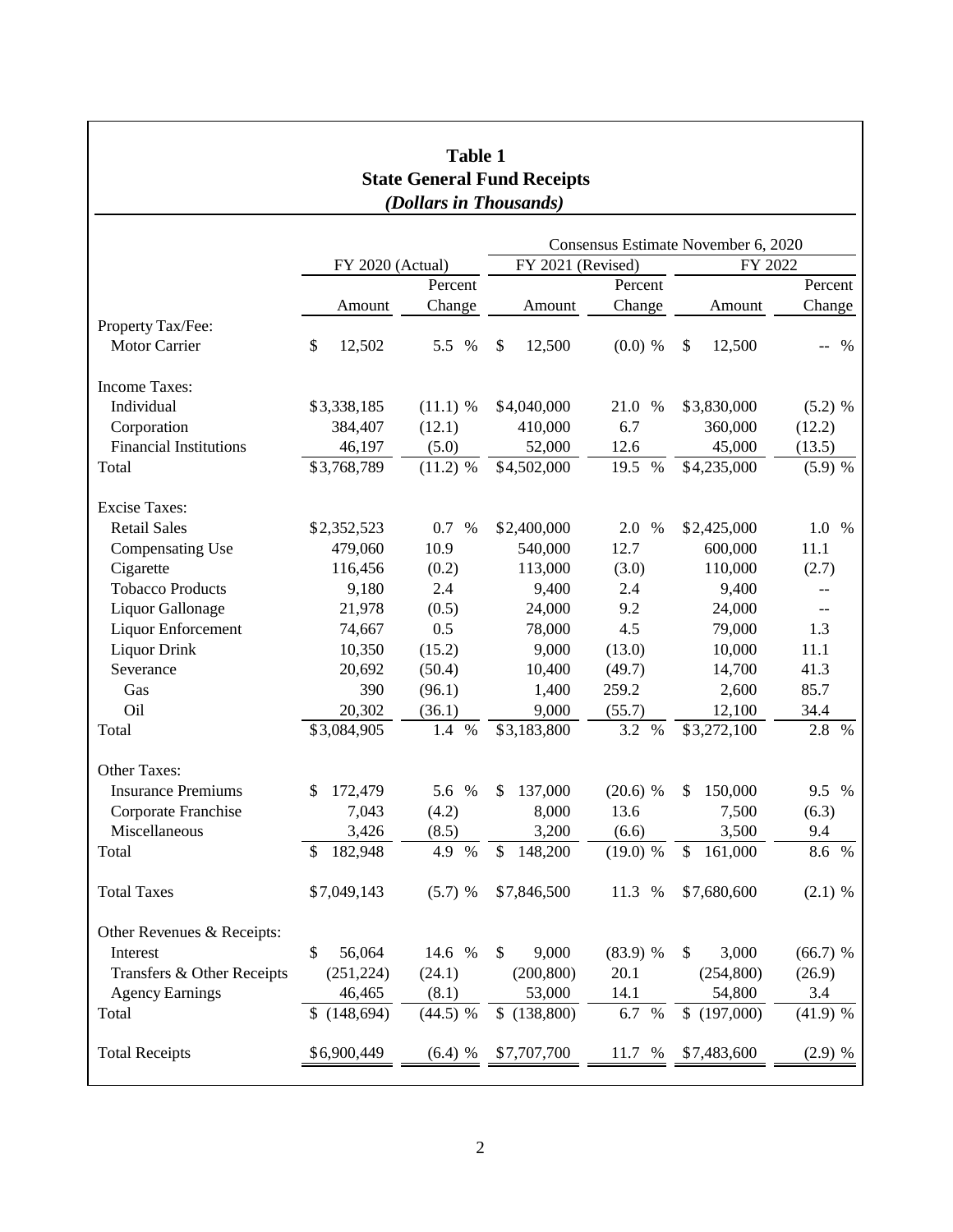# Table 1
## State General Fund Receipts
### *(Dollars in Thousands)*

| | FY 2020 (Actual) | | Consensus Estimate November 6, 2020 | | | |
|---|---|---|---|---|---|---|
| | | | FY 2021 (Revised) | | FY 2022 | |
| | Amount | Percent Change | Amount | Percent Change | Amount | Percent Change |
| **Property Tax/Fee:** | | | | | | |
| Motor Carrier | $ 12,502 | 5.5 % | $ 12,500 | (0.0) % | $ 12,500 | -- % |
| **Income Taxes:** | | | | | | |
| Individual | $3,338,185 | (11.1) % | $4,040,000 | 21.0 % | $3,830,000 | (5.2) % |
| Corporation | 384,407 | (12.1) | 410,000 | 6.7 | 360,000 | (12.2) |
| Financial Institutions | 46,197 | (5.0) | 52,000 | 12.6 | 45,000 | (13.5) |
| Total | $3,768,789 | (11.2) % | $4,502,000 | 19.5 % | $4,235,000 | (5.9) % |
| **Excise Taxes:** | | | | | | |
| Retail Sales | $2,352,523 | 0.7 % | $2,400,000 | 2.0 % | $2,425,000 | 1.0 % |
| Compensating Use | 479,060 | 10.9 | 540,000 | 12.7 | 600,000 | 11.1 |
| Cigarette | 116,456 | (0.2) | 113,000 | (3.0) | 110,000 | (2.7) |
| Tobacco Products | 9,180 | 2.4 | 9,400 | 2.4 | 9,400 | -- |
| Liquor Gallonage | 21,978 | (0.5) | 24,000 | 9.2 | 24,000 | -- |
| Liquor Enforcement | 74,667 | 0.5 | 78,000 | 4.5 | 79,000 | 1.3 |
| Liquor Drink | 10,350 | (15.2) | 9,000 | (13.0) | 10,000 | 11.1 |
| Severance | 20,692 | (50.4) | 10,400 | (49.7) | 14,700 | 41.3 |
| Gas | 390 | (96.1) | 1,400 | 259.2 | 2,600 | 85.7 |
| Oil | 20,302 | (36.1) | 9,000 | (55.7) | 12,100 | 34.4 |
| Total | $3,084,905 | 1.4 % | $3,183,800 | 3.2 % | $3,272,100 | 2.8 % |
| **Other Taxes:** | | | | | | |
| Insurance Premiums | $ 172,479 | 5.6 % | $ 137,000 | (20.6) % | $ 150,000 | 9.5 % |
| Corporate Franchise | 7,043 | (4.2) | 8,000 | 13.6 | 7,500 | (6.3) |
| Miscellaneous | 3,426 | (8.5) | 3,200 | (6.6) | 3,500 | 9.4 |
| Total | $ 182,948 | 4.9 % | $ 148,200 | (19.0) % | $ 161,000 | 8.6 % |
| **Total Taxes** | $7,049,143 | (5.7) % | $7,846,500 | 11.3 % | $7,680,600 | (2.1) % |
| **Other Revenues & Receipts:** | | | | | | |
| Interest | $ 56,064 | 14.6 % | $ 9,000 | (83.9) % | $ 3,000 | (66.7) % |
| Transfers & Other Receipts | (251,224) | (24.1) | (200,800) | 20.1 | (254,800) | (26.9) |
| Agency Earnings | 46,465 | (8.1) | 53,000 | 14.1 | 54,800 | 3.4 |
| Total | $ (148,694) | (44.5) % | $ (138,800) | 6.7 % | $ (197,000) | (41.9) % |
| **Total Receipts** | $6,900,449 | (6.4) % | $7,707,700 | 11.7 % | $7,483,600 | (2.9) % |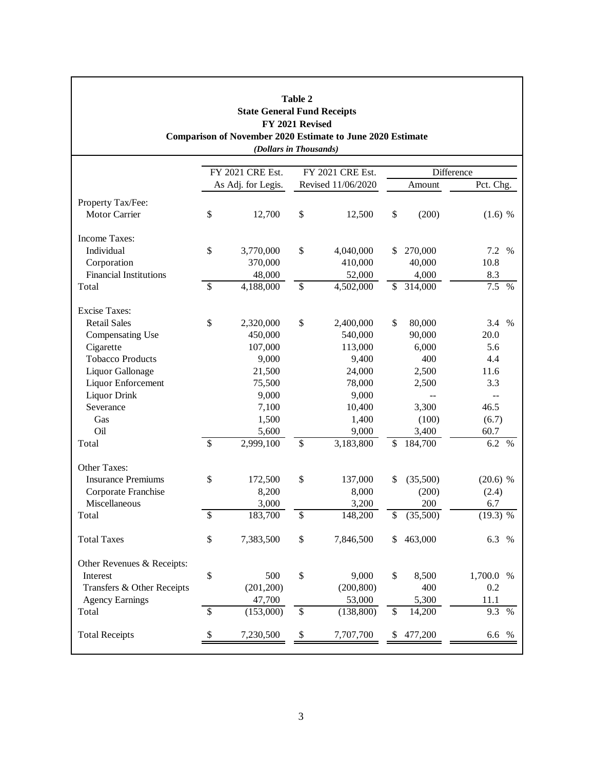**Table 2**
**State General Fund Receipts**
**FY 2021 Revised**
**Comparison of November 2020 Estimate to June 2020 Estimate**
***(Dollars in Thousands)***

| | FY 2021 CRE Est. As Adj. for Legis. | FY 2021 CRE Est. Revised 11/06/2020 | Difference Amount | Difference Pct. Chg. |
|---|---|---|---|---|
| Property Tax/Fee: | | | | |
| Motor Carrier | $ 12,700 | $ 12,500 | $ (200) | (1.6) % |
| Income Taxes: | | | | |
| Individual | $ 3,770,000 | $ 4,040,000 | $ 270,000 | 7.2 % |
| Corporation | 370,000 | 410,000 | 40,000 | 10.8 |
| Financial Institutions | 48,000 | 52,000 | 4,000 | 8.3 |
| Total | $ 4,188,000 | $ 4,502,000 | $ 314,000 | 7.5 % |
| Excise Taxes: | | | | |
| Retail Sales | $ 2,320,000 | $ 2,400,000 | $ 80,000 | 3.4 % |
| Compensating Use | 450,000 | 540,000 | 90,000 | 20.0 |
| Cigarette | 107,000 | 113,000 | 6,000 | 5.6 |
| Tobacco Products | 9,000 | 9,400 | 400 | 4.4 |
| Liquor Gallonage | 21,500 | 24,000 | 2,500 | 11.6 |
| Liquor Enforcement | 75,500 | 78,000 | 2,500 | 3.3 |
| Liquor Drink | 9,000 | 9,000 | -- | -- |
| Severance | 7,100 | 10,400 | 3,300 | 46.5 |
| Gas | 1,500 | 1,400 | (100) | (6.7) |
| Oil | 5,600 | 9,000 | 3,400 | 60.7 |
| Total | $ 2,999,100 | $ 3,183,800 | $ 184,700 | 6.2 % |
| Other Taxes: | | | | |
| Insurance Premiums | $ 172,500 | $ 137,000 | $ (35,500) | (20.6) % |
| Corporate Franchise | 8,200 | 8,000 | (200) | (2.4) |
| Miscellaneous | 3,000 | 3,200 | 200 | 6.7 |
| Total | $ 183,700 | $ 148,200 | $ (35,500) | (19.3) % |
| Total Taxes | $ 7,383,500 | $ 7,846,500 | $ 463,000 | 6.3 % |
| Other Revenues & Receipts: | | | | |
| Interest | $ 500 | $ 9,000 | $ 8,500 | 1,700.0 % |
| Transfers & Other Receipts | (201,200) | (200,800) | 400 | 0.2 |
| Agency Earnings | 47,700 | 53,000 | 5,300 | 11.1 |
| Total | $ (153,000) | $ (138,800) | $ 14,200 | 9.3 % |
| Total Receipts | $ 7,230,500 | $ 7,707,700 | $ 477,200 | 6.6 % |